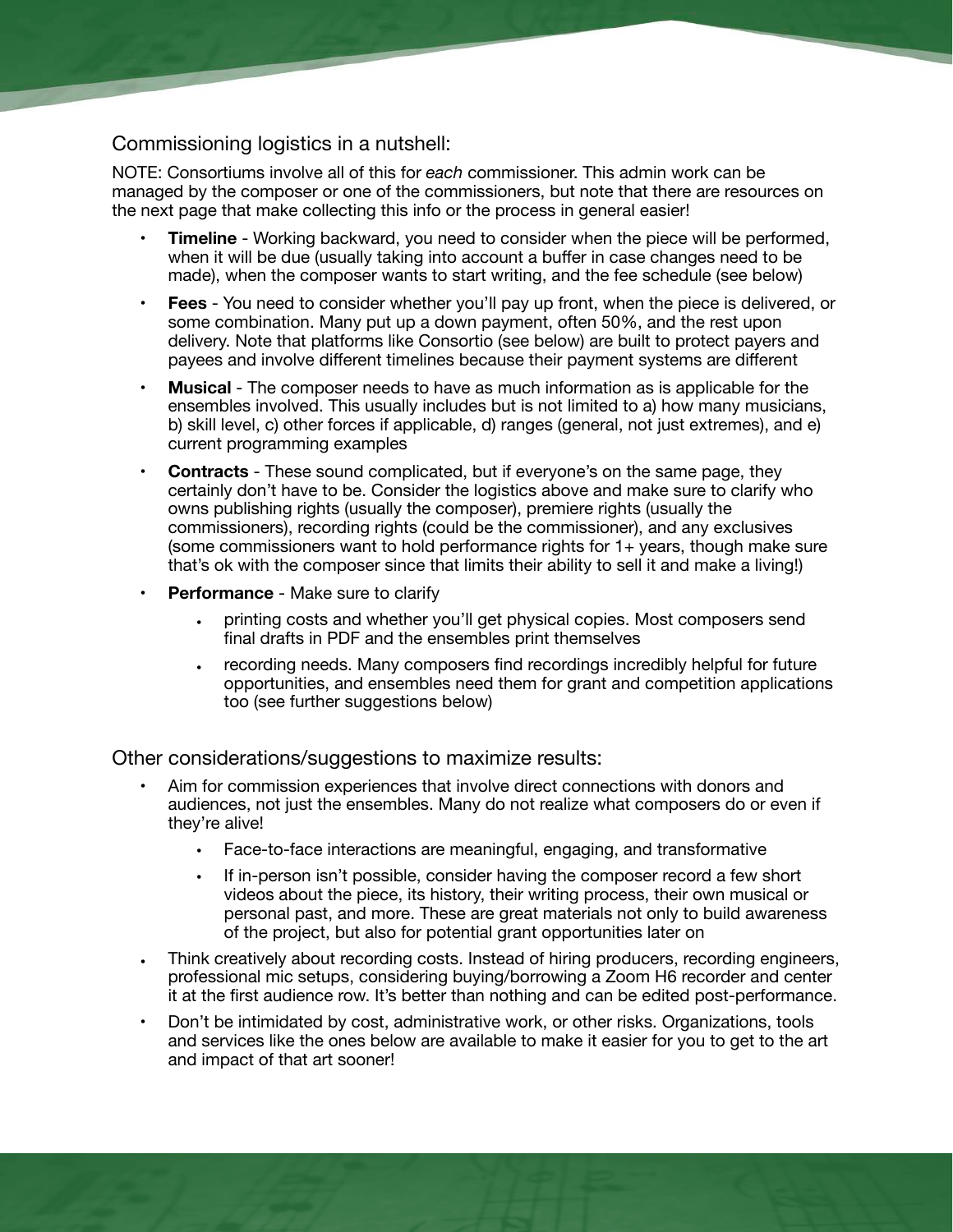## Commissioning logistics in a nutshell:

NOTE: Consortiums involve all of this for *each* commissioner. This admin work can be managed by the composer or one of the commissioners, but note that there are resources on the next page that make collecting this info or the process in general easier!

- **Timeline** - Working backward, you need to consider when the piece will be performed, when it will be due (usually taking into account a buffer in case changes need to be made), when the composer wants to start writing, and the fee schedule (see below)
- **Fees** - You need to consider whether you'll pay up front, when the piece is delivered, or some combination. Many put up a down payment, often 50%, and the rest upon delivery. Note that platforms like Consortio (see below) are built to protect payers and payees and involve different timelines because their payment systems are different
- **Musical** - The composer needs to have as much information as is applicable for the ensembles involved. This usually includes but is not limited to a) how many musicians, b) skill level, c) other forces if applicable, d) ranges (general, not just extremes), and e) current programming examples
- **Contracts** - These sound complicated, but if everyone's on the same page, they certainly don't have to be. Consider the logistics above and make sure to clarify who owns publishing rights (usually the composer), premiere rights (usually the commissioners), recording rights (could be the commissioner), and any exclusives (some commissioners want to hold performance rights for 1+ years, though make sure that's ok with the composer since that limits their ability to sell it and make a living!)
- **Performance** - Make sure to clarify
  - printing costs and whether you'll get physical copies. Most composers send final drafts in PDF and the ensembles print themselves
  - recording needs. Many composers find recordings incredibly helpful for future opportunities, and ensembles need them for grant and competition applications too (see further suggestions below)

## Other considerations/suggestions to maximize results:

- Aim for commission experiences that involve direct connections with donors and audiences, not just the ensembles. Many do not realize what composers do or even if they're alive!
  - Face-to-face interactions are meaningful, engaging, and transformative
  - If in-person isn't possible, consider having the composer record a few short videos about the piece, its history, their writing process, their own musical or personal past, and more. These are great materials not only to build awareness of the project, but also for potential grant opportunities later on
- Think creatively about recording costs. Instead of hiring producers, recording engineers, professional mic setups, considering buying/borrowing a Zoom H6 recorder and center it at the first audience row. It's better than nothing and can be edited post-performance.
- Don't be intimidated by cost, administrative work, or other risks. Organizations, tools and services like the ones below are available to make it easier for you to get to the art and impact of that art sooner!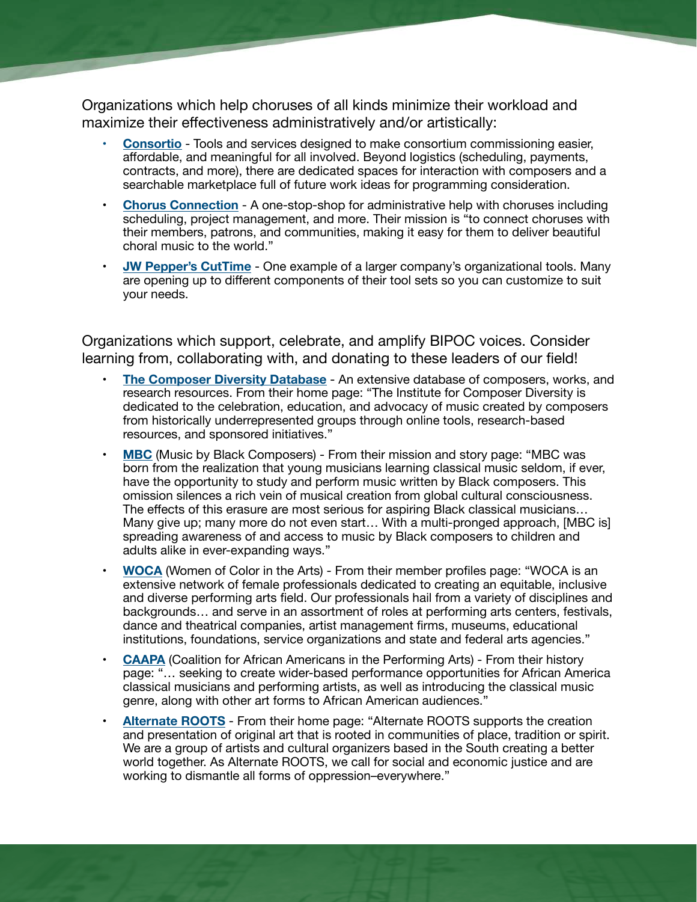Organizations which help choruses of all kinds minimize their workload and maximize their effectiveness administratively and/or artistically:

- **Consortio** - Tools and services designed to make consortium commissioning easier, affordable, and meaningful for all involved. Beyond logistics (scheduling, payments, contracts, and more), there are dedicated spaces for interaction with composers and a searchable marketplace full of future work ideas for programming consideration.
- **Chorus Connection** - A one-stop-shop for administrative help with choruses including scheduling, project management, and more. Their mission is "to connect choruses with their members, patrons, and communities, making it easy for them to deliver beautiful choral music to the world."
- **JW Pepper's CutTime** - One example of a larger company's organizational tools. Many are opening up to different components of their tool sets so you can customize to suit your needs.

Organizations which support, celebrate, and amplify BIPOC voices. Consider learning from, collaborating with, and donating to these leaders of our field!

- **The Composer Diversity Database** - An extensive database of composers, works, and research resources. From their home page: "The Institute for Composer Diversity is dedicated to the celebration, education, and advocacy of music created by composers from historically underrepresented groups through online tools, research-based resources, and sponsored initiatives."
- **MBC** (Music by Black Composers) - From their mission and story page: "MBC was born from the realization that young musicians learning classical music seldom, if ever, have the opportunity to study and perform music written by Black composers. This omission silences a rich vein of musical creation from global cultural consciousness. The effects of this erasure are most serious for aspiring Black classical musicians… Many give up; many more do not even start… With a multi-pronged approach, [MBC is] spreading awareness of and access to music by Black composers to children and adults alike in ever-expanding ways."
- **WOCA** (Women of Color in the Arts) - From their member profiles page: "WOCA is an extensive network of female professionals dedicated to creating an equitable, inclusive and diverse performing arts field. Our professionals hail from a variety of disciplines and backgrounds… and serve in an assortment of roles at performing arts centers, festivals, dance and theatrical companies, artist management firms, museums, educational institutions, foundations, service organizations and state and federal arts agencies."
- **CAAPA** (Coalition for African Americans in the Performing Arts) - From their history page: "… seeking to create wider-based performance opportunities for African America classical musicians and performing artists, as well as introducing the classical music genre, along with other art forms to African American audiences."
- **Alternate ROOTS** - From their home page: "Alternate ROOTS supports the creation and presentation of original art that is rooted in communities of place, tradition or spirit. We are a group of artists and cultural organizers based in the South creating a better world together. As Alternate ROOTS, we call for social and economic justice and are working to dismantle all forms of oppression–everywhere."